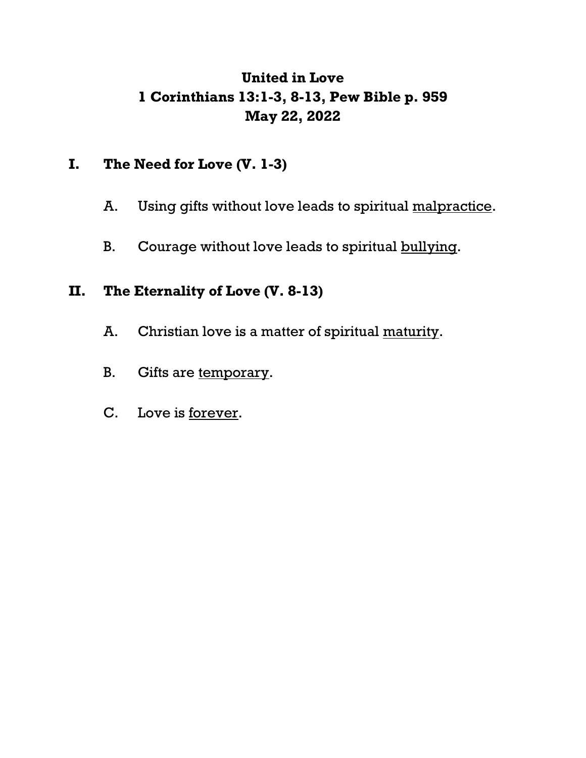# United in Love
## 1 Corinthians 13:1-3, 8-13, Pew Bible p. 959
## May 22, 2022

## I. The Need for Love (V. 1-3)

A. Using gifts without love leads to spiritual <u>malpractice</u>.

B. Courage without love leads to spiritual <u>bullying</u>.

## II. The Eternality of Love (V. 8-13)

A. Christian love is a matter of spiritual <u>maturity</u>.

B. Gifts are <u>temporary</u>.

C. Love is <u>forever</u>.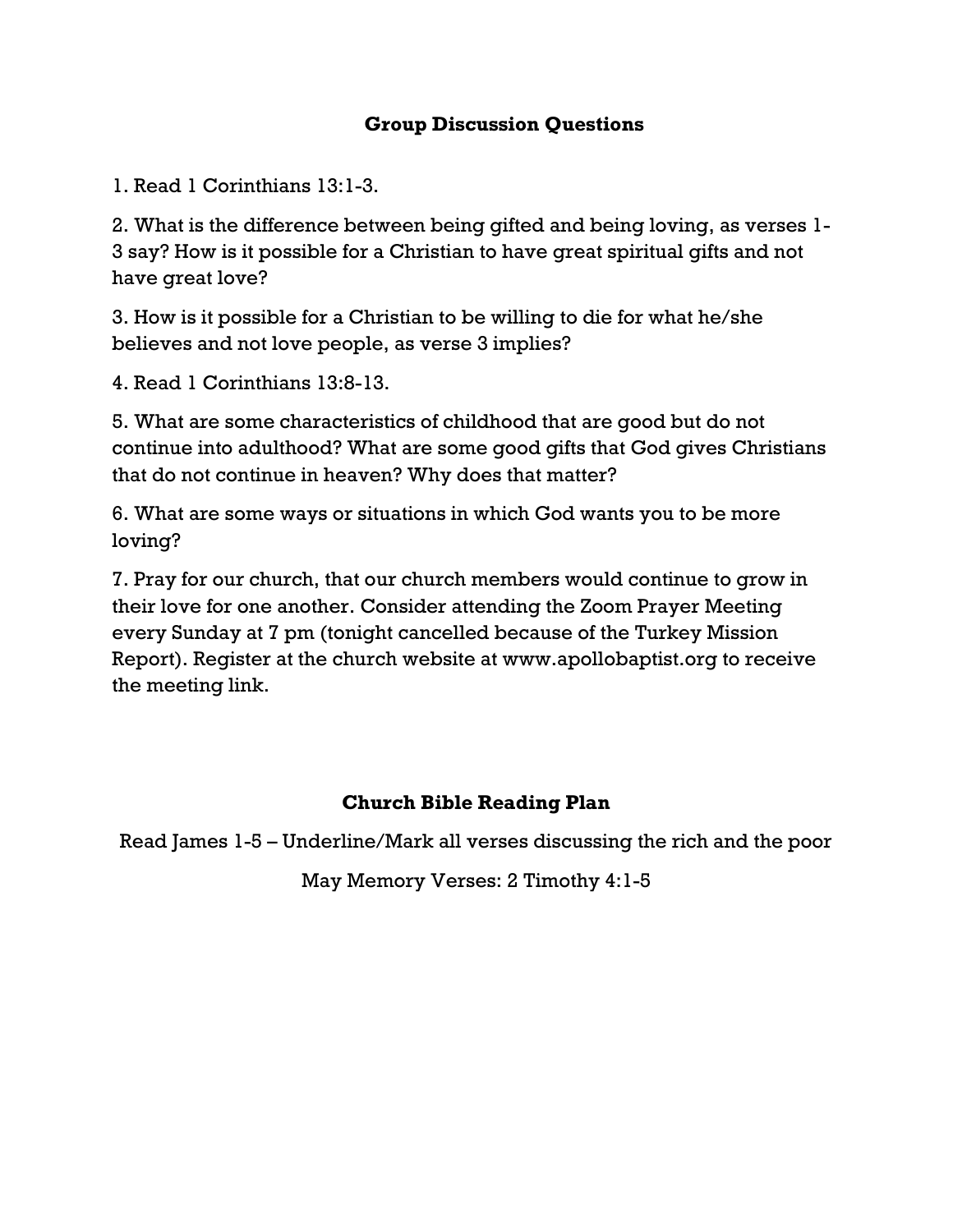## Group Discussion Questions

1. Read 1 Corinthians 13:1-3.

2. What is the difference between being gifted and being loving, as verses 1-3 say? How is it possible for a Christian to have great spiritual gifts and not have great love?

3. How is it possible for a Christian to be willing to die for what he/she believes and not love people, as verse 3 implies?

4. Read 1 Corinthians 13:8-13.

5. What are some characteristics of childhood that are good but do not continue into adulthood? What are some good gifts that God gives Christians that do not continue in heaven? Why does that matter?

6. What are some ways or situations in which God wants you to be more loving?

7. Pray for our church, that our church members would continue to grow in their love for one another. Consider attending the Zoom Prayer Meeting every Sunday at 7 pm (tonight cancelled because of the Turkey Mission Report). Register at the church website at www.apollobaptist.org to receive the meeting link.

## Church Bible Reading Plan

Read James 1-5 – Underline/Mark all verses discussing the rich and the poor

May Memory Verses: 2 Timothy 4:1-5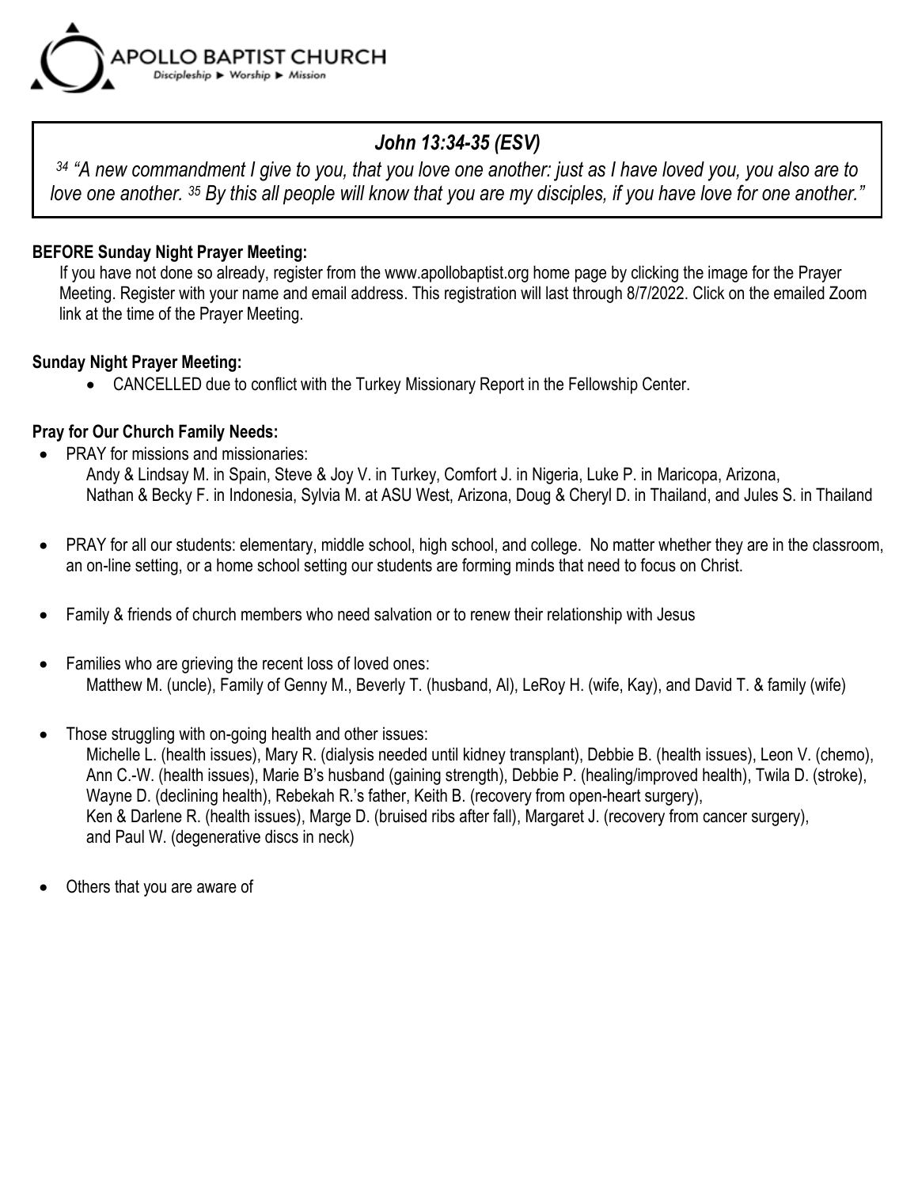**APOLLO BAPTIST CHURCH**
*Discipleship ► Worship ► Mission*

## *John 13:34-35 (ESV)*

*[34] "A new commandment I give to you, that you love one another: just as I have loved you, you also are to love one another. [35] By this all people will know that you are my disciples, if you have love for one another."*

**BEFORE Sunday Night Prayer Meeting:**

If you have not done so already, register from the www.apollobaptist.org home page by clicking the image for the Prayer Meeting. Register with your name and email address. This registration will last through 8/7/2022. Click on the emailed Zoom link at the time of the Prayer Meeting.

**Sunday Night Prayer Meeting:**

- CANCELLED due to conflict with the Turkey Missionary Report in the Fellowship Center.

**Pray for Our Church Family Needs:**

- PRAY for missions and missionaries:
  Andy & Lindsay M. in Spain, Steve & Joy V. in Turkey, Comfort J. in Nigeria, Luke P. in Maricopa, Arizona, Nathan & Becky F. in Indonesia, Sylvia M. at ASU West, Arizona, Doug & Cheryl D. in Thailand, and Jules S. in Thailand

- PRAY for all our students: elementary, middle school, high school, and college. No matter whether they are in the classroom, an on-line setting, or a home school setting our students are forming minds that need to focus on Christ.

- Family & friends of church members who need salvation or to renew their relationship with Jesus

- Families who are grieving the recent loss of loved ones:
  Matthew M. (uncle), Family of Genny M., Beverly T. (husband, Al), LeRoy H. (wife, Kay), and David T. & family (wife)

- Those struggling with on-going health and other issues:
  Michelle L. (health issues), Mary R. (dialysis needed until kidney transplant), Debbie B. (health issues), Leon V. (chemo), Ann C.-W. (health issues), Marie B's husband (gaining strength), Debbie P. (healing/improved health), Twila D. (stroke), Wayne D. (declining health), Rebekah R.'s father, Keith B. (recovery from open-heart surgery), Ken & Darlene R. (health issues), Marge D. (bruised ribs after fall), Margaret J. (recovery from cancer surgery), and Paul W. (degenerative discs in neck)

- Others that you are aware of